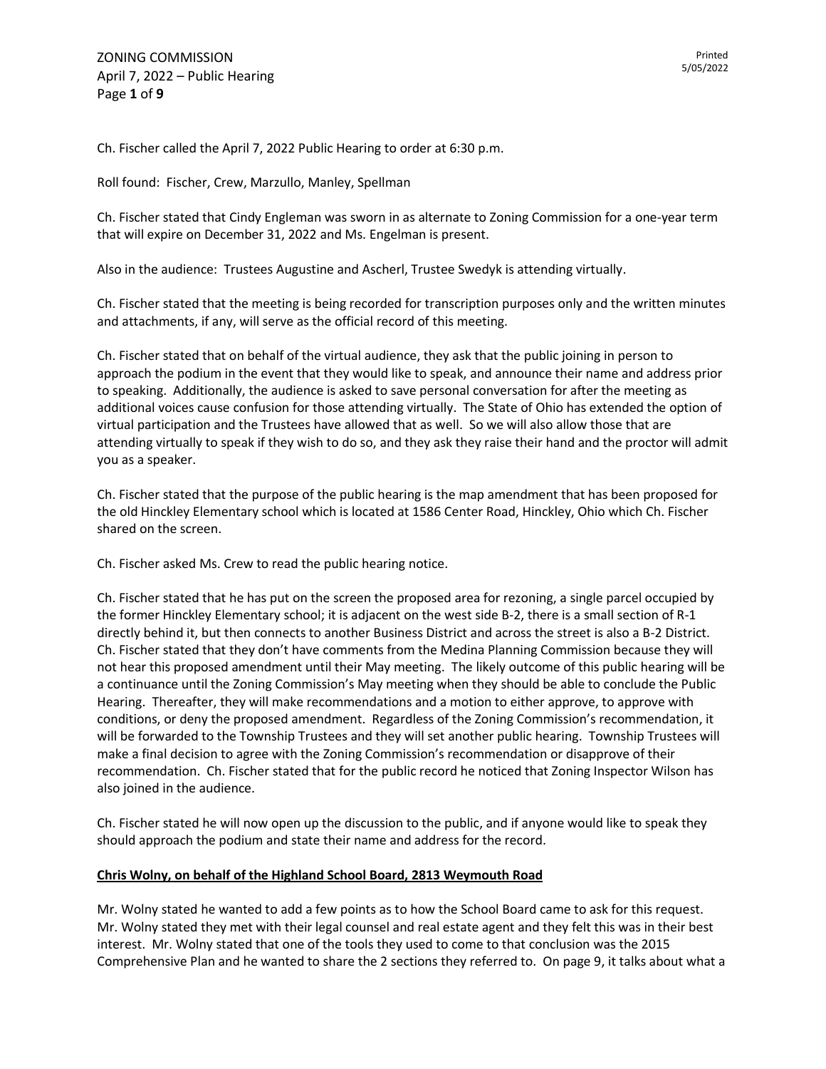Ch. Fischer called the April 7, 2022 Public Hearing to order at 6:30 p.m.

Roll found: Fischer, Crew, Marzullo, Manley, Spellman

Ch. Fischer stated that Cindy Engleman was sworn in as alternate to Zoning Commission for a one-year term that will expire on December 31, 2022 and Ms. Engelman is present.

Also in the audience: Trustees Augustine and Ascherl, Trustee Swedyk is attending virtually.

Ch. Fischer stated that the meeting is being recorded for transcription purposes only and the written minutes and attachments, if any, will serve as the official record of this meeting.

Ch. Fischer stated that on behalf of the virtual audience, they ask that the public joining in person to approach the podium in the event that they would like to speak, and announce their name and address prior to speaking. Additionally, the audience is asked to save personal conversation for after the meeting as additional voices cause confusion for those attending virtually. The State of Ohio has extended the option of virtual participation and the Trustees have allowed that as well. So we will also allow those that are attending virtually to speak if they wish to do so, and they ask they raise their hand and the proctor will admit you as a speaker.

Ch. Fischer stated that the purpose of the public hearing is the map amendment that has been proposed for the old Hinckley Elementary school which is located at 1586 Center Road, Hinckley, Ohio which Ch. Fischer shared on the screen.

Ch. Fischer asked Ms. Crew to read the public hearing notice.

Ch. Fischer stated that he has put on the screen the proposed area for rezoning, a single parcel occupied by the former Hinckley Elementary school; it is adjacent on the west side B-2, there is a small section of R-1 directly behind it, but then connects to another Business District and across the street is also a B-2 District. Ch. Fischer stated that they don't have comments from the Medina Planning Commission because they will not hear this proposed amendment until their May meeting. The likely outcome of this public hearing will be a continuance until the Zoning Commission's May meeting when they should be able to conclude the Public Hearing. Thereafter, they will make recommendations and a motion to either approve, to approve with conditions, or deny the proposed amendment. Regardless of the Zoning Commission's recommendation, it will be forwarded to the Township Trustees and they will set another public hearing. Township Trustees will make a final decision to agree with the Zoning Commission's recommendation or disapprove of their recommendation. Ch. Fischer stated that for the public record he noticed that Zoning Inspector Wilson has also joined in the audience.

Ch. Fischer stated he will now open up the discussion to the public, and if anyone would like to speak they should approach the podium and state their name and address for the record.

**Chris Wolny, on behalf of the Highland School Board, 2813 Weymouth Road**

Mr. Wolny stated he wanted to add a few points as to how the School Board came to ask for this request. Mr. Wolny stated they met with their legal counsel and real estate agent and they felt this was in their best interest. Mr. Wolny stated that one of the tools they used to come to that conclusion was the 2015 Comprehensive Plan and he wanted to share the 2 sections they referred to. On page 9, it talks about what a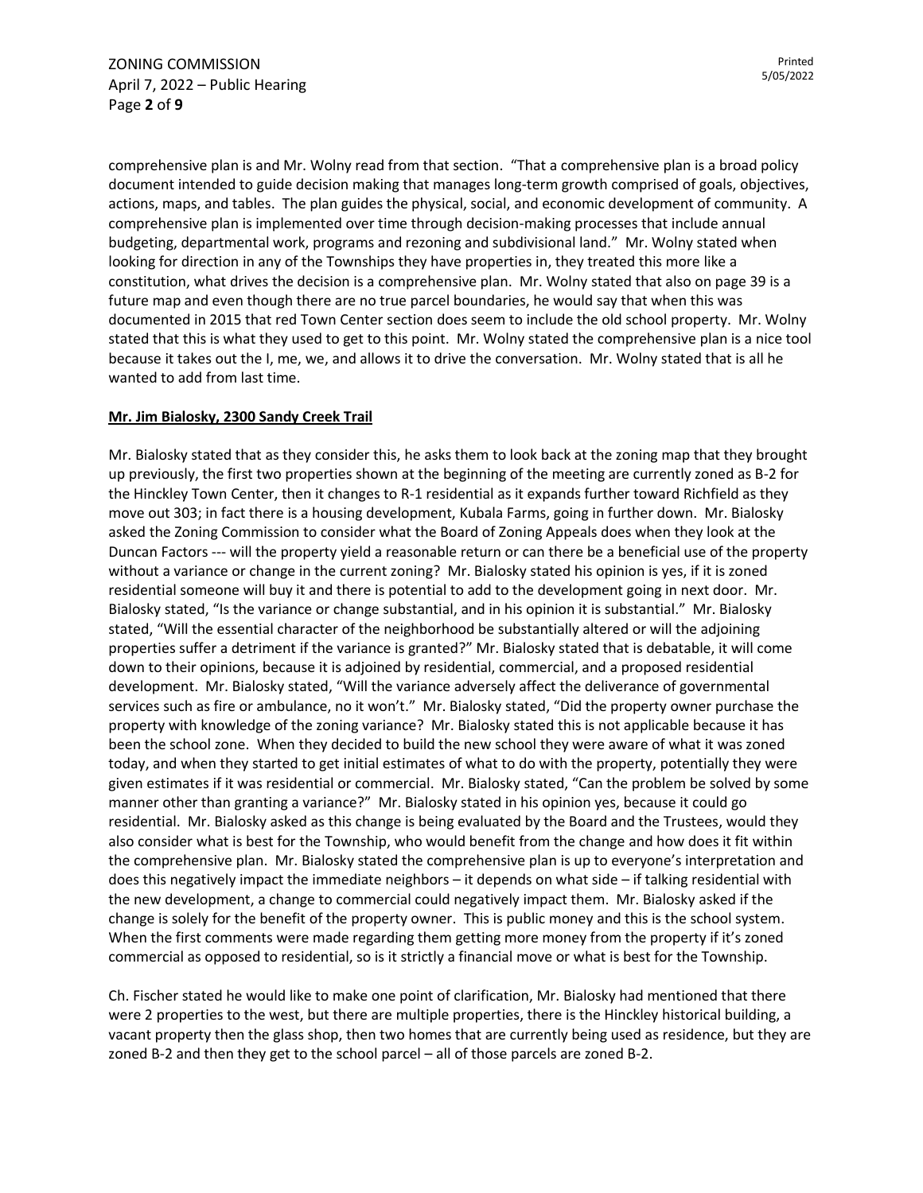comprehensive plan is and Mr. Wolny read from that section. "That a comprehensive plan is a broad policy document intended to guide decision making that manages long-term growth comprised of goals, objectives, actions, maps, and tables. The plan guides the physical, social, and economic development of community. A comprehensive plan is implemented over time through decision-making processes that include annual budgeting, departmental work, programs and rezoning and subdivisional land." Mr. Wolny stated when looking for direction in any of the Townships they have properties in, they treated this more like a constitution, what drives the decision is a comprehensive plan. Mr. Wolny stated that also on page 39 is a future map and even though there are no true parcel boundaries, he would say that when this was documented in 2015 that red Town Center section does seem to include the old school property. Mr. Wolny stated that this is what they used to get to this point. Mr. Wolny stated the comprehensive plan is a nice tool because it takes out the I, me, we, and allows it to drive the conversation. Mr. Wolny stated that is all he wanted to add from last time.

**Mr. Jim Bialosky, 2300 Sandy Creek Trail**

Mr. Bialosky stated that as they consider this, he asks them to look back at the zoning map that they brought up previously, the first two properties shown at the beginning of the meeting are currently zoned as B-2 for the Hinckley Town Center, then it changes to R-1 residential as it expands further toward Richfield as they move out 303; in fact there is a housing development, Kubala Farms, going in further down. Mr. Bialosky asked the Zoning Commission to consider what the Board of Zoning Appeals does when they look at the Duncan Factors --- will the property yield a reasonable return or can there be a beneficial use of the property without a variance or change in the current zoning? Mr. Bialosky stated his opinion is yes, if it is zoned residential someone will buy it and there is potential to add to the development going in next door. Mr. Bialosky stated, "Is the variance or change substantial, and in his opinion it is substantial." Mr. Bialosky stated, "Will the essential character of the neighborhood be substantially altered or will the adjoining properties suffer a detriment if the variance is granted?" Mr. Bialosky stated that is debatable, it will come down to their opinions, because it is adjoined by residential, commercial, and a proposed residential development. Mr. Bialosky stated, "Will the variance adversely affect the deliverance of governmental services such as fire or ambulance, no it won't." Mr. Bialosky stated, "Did the property owner purchase the property with knowledge of the zoning variance? Mr. Bialosky stated this is not applicable because it has been the school zone. When they decided to build the new school they were aware of what it was zoned today, and when they started to get initial estimates of what to do with the property, potentially they were given estimates if it was residential or commercial. Mr. Bialosky stated, "Can the problem be solved by some manner other than granting a variance?" Mr. Bialosky stated in his opinion yes, because it could go residential. Mr. Bialosky asked as this change is being evaluated by the Board and the Trustees, would they also consider what is best for the Township, who would benefit from the change and how does it fit within the comprehensive plan. Mr. Bialosky stated the comprehensive plan is up to everyone's interpretation and does this negatively impact the immediate neighbors – it depends on what side – if talking residential with the new development, a change to commercial could negatively impact them. Mr. Bialosky asked if the change is solely for the benefit of the property owner. This is public money and this is the school system. When the first comments were made regarding them getting more money from the property if it's zoned commercial as opposed to residential, so is it strictly a financial move or what is best for the Township.

Ch. Fischer stated he would like to make one point of clarification, Mr. Bialosky had mentioned that there were 2 properties to the west, but there are multiple properties, there is the Hinckley historical building, a vacant property then the glass shop, then two homes that are currently being used as residence, but they are zoned B-2 and then they get to the school parcel – all of those parcels are zoned B-2.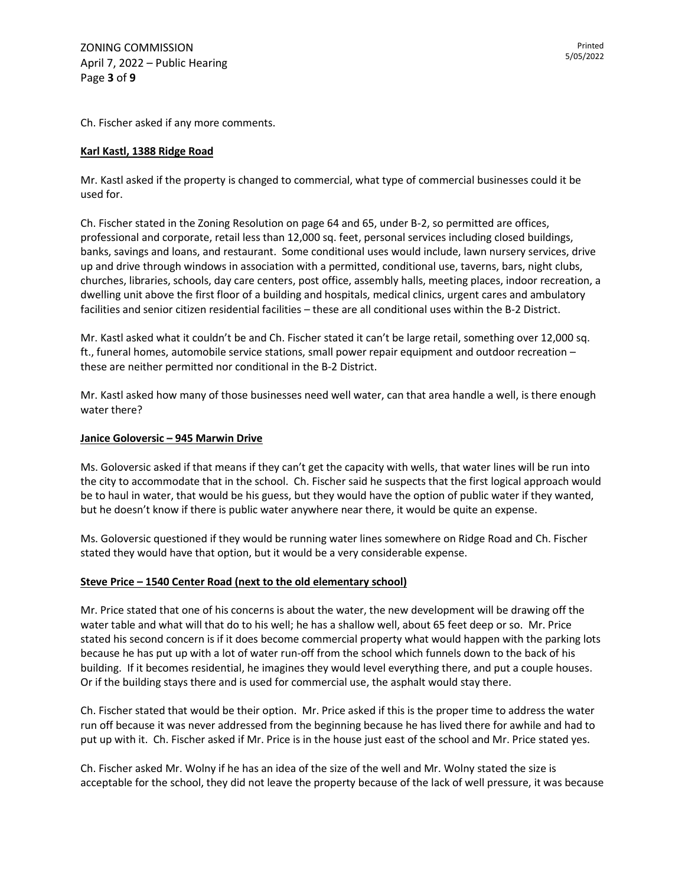Ch. Fischer asked if any more comments.

**Karl Kastl, 1388 Ridge Road**

Mr. Kastl asked if the property is changed to commercial, what type of commercial businesses could it be used for.

Ch. Fischer stated in the Zoning Resolution on page 64 and 65, under B-2, so permitted are offices, professional and corporate, retail less than 12,000 sq. feet, personal services including closed buildings, banks, savings and loans, and restaurant. Some conditional uses would include, lawn nursery services, drive up and drive through windows in association with a permitted, conditional use, taverns, bars, night clubs, churches, libraries, schools, day care centers, post office, assembly halls, meeting places, indoor recreation, a dwelling unit above the first floor of a building and hospitals, medical clinics, urgent cares and ambulatory facilities and senior citizen residential facilities – these are all conditional uses within the B-2 District.

Mr. Kastl asked what it couldn't be and Ch. Fischer stated it can't be large retail, something over 12,000 sq. ft., funeral homes, automobile service stations, small power repair equipment and outdoor recreation – these are neither permitted nor conditional in the B-2 District.

Mr. Kastl asked how many of those businesses need well water, can that area handle a well, is there enough water there?

**Janice Goloversic – 945 Marwin Drive**

Ms. Goloversic asked if that means if they can't get the capacity with wells, that water lines will be run into the city to accommodate that in the school. Ch. Fischer said he suspects that the first logical approach would be to haul in water, that would be his guess, but they would have the option of public water if they wanted, but he doesn't know if there is public water anywhere near there, it would be quite an expense.

Ms. Goloversic questioned if they would be running water lines somewhere on Ridge Road and Ch. Fischer stated they would have that option, but it would be a very considerable expense.

**Steve Price – 1540 Center Road (next to the old elementary school)**

Mr. Price stated that one of his concerns is about the water, the new development will be drawing off the water table and what will that do to his well; he has a shallow well, about 65 feet deep or so. Mr. Price stated his second concern is if it does become commercial property what would happen with the parking lots because he has put up with a lot of water run-off from the school which funnels down to the back of his building. If it becomes residential, he imagines they would level everything there, and put a couple houses. Or if the building stays there and is used for commercial use, the asphalt would stay there.

Ch. Fischer stated that would be their option. Mr. Price asked if this is the proper time to address the water run off because it was never addressed from the beginning because he has lived there for awhile and had to put up with it. Ch. Fischer asked if Mr. Price is in the house just east of the school and Mr. Price stated yes.

Ch. Fischer asked Mr. Wolny if he has an idea of the size of the well and Mr. Wolny stated the size is acceptable for the school, they did not leave the property because of the lack of well pressure, it was because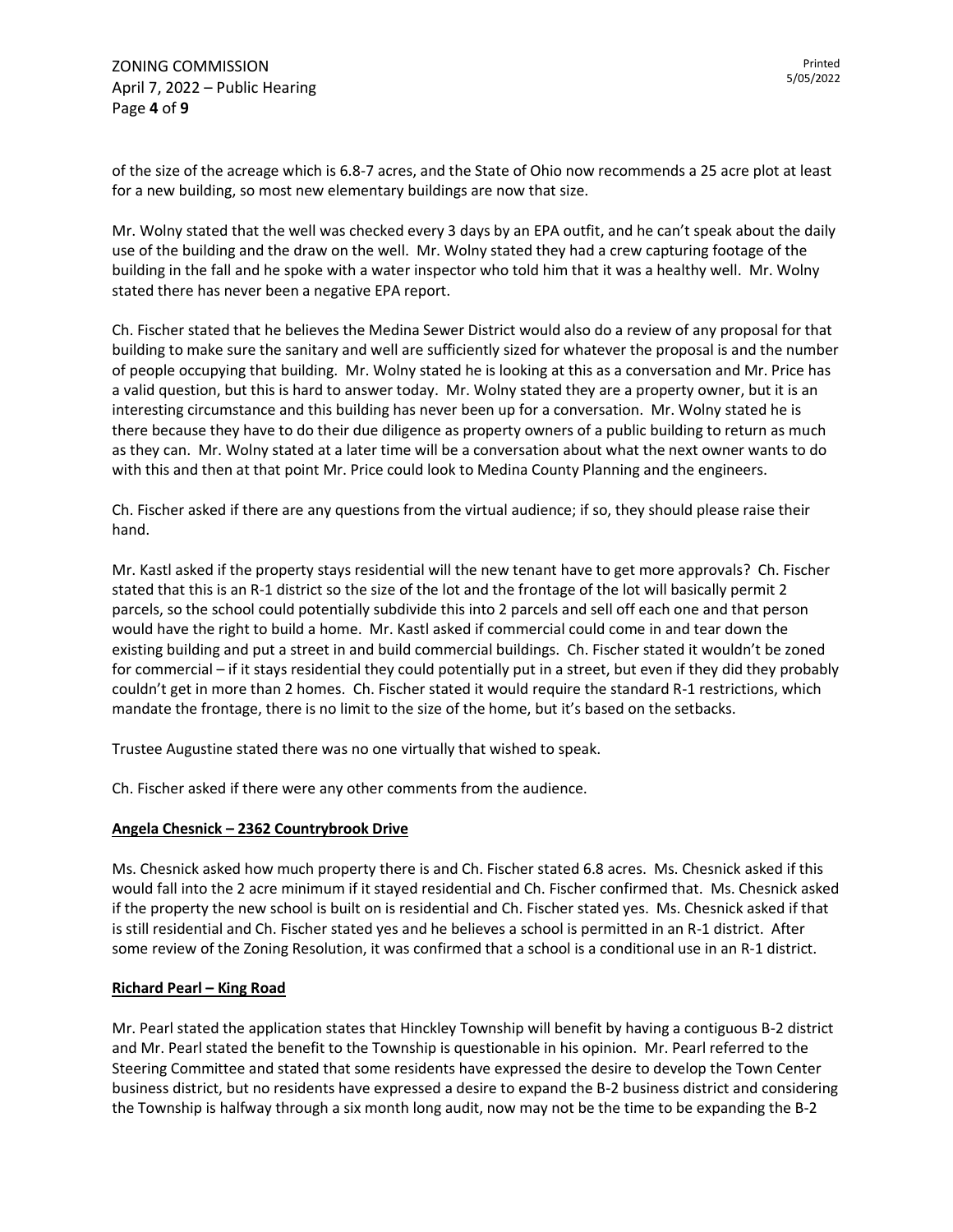of the size of the acreage which is 6.8-7 acres, and the State of Ohio now recommends a 25 acre plot at least for a new building, so most new elementary buildings are now that size.

Mr. Wolny stated that the well was checked every 3 days by an EPA outfit, and he can't speak about the daily use of the building and the draw on the well. Mr. Wolny stated they had a crew capturing footage of the building in the fall and he spoke with a water inspector who told him that it was a healthy well. Mr. Wolny stated there has never been a negative EPA report.

Ch. Fischer stated that he believes the Medina Sewer District would also do a review of any proposal for that building to make sure the sanitary and well are sufficiently sized for whatever the proposal is and the number of people occupying that building. Mr. Wolny stated he is looking at this as a conversation and Mr. Price has a valid question, but this is hard to answer today. Mr. Wolny stated they are a property owner, but it is an interesting circumstance and this building has never been up for a conversation. Mr. Wolny stated he is there because they have to do their due diligence as property owners of a public building to return as much as they can. Mr. Wolny stated at a later time will be a conversation about what the next owner wants to do with this and then at that point Mr. Price could look to Medina County Planning and the engineers.

Ch. Fischer asked if there are any questions from the virtual audience; if so, they should please raise their hand.

Mr. Kastl asked if the property stays residential will the new tenant have to get more approvals? Ch. Fischer stated that this is an R-1 district so the size of the lot and the frontage of the lot will basically permit 2 parcels, so the school could potentially subdivide this into 2 parcels and sell off each one and that person would have the right to build a home. Mr. Kastl asked if commercial could come in and tear down the existing building and put a street in and build commercial buildings. Ch. Fischer stated it wouldn't be zoned for commercial – if it stays residential they could potentially put in a street, but even if they did they probably couldn't get in more than 2 homes. Ch. Fischer stated it would require the standard R-1 restrictions, which mandate the frontage, there is no limit to the size of the home, but it's based on the setbacks.

Trustee Augustine stated there was no one virtually that wished to speak.

Ch. Fischer asked if there were any other comments from the audience.

**Angela Chesnick – 2362 Countrybrook Drive**

Ms. Chesnick asked how much property there is and Ch. Fischer stated 6.8 acres. Ms. Chesnick asked if this would fall into the 2 acre minimum if it stayed residential and Ch. Fischer confirmed that. Ms. Chesnick asked if the property the new school is built on is residential and Ch. Fischer stated yes. Ms. Chesnick asked if that is still residential and Ch. Fischer stated yes and he believes a school is permitted in an R-1 district. After some review of the Zoning Resolution, it was confirmed that a school is a conditional use in an R-1 district.

**Richard Pearl – King Road**

Mr. Pearl stated the application states that Hinckley Township will benefit by having a contiguous B-2 district and Mr. Pearl stated the benefit to the Township is questionable in his opinion. Mr. Pearl referred to the Steering Committee and stated that some residents have expressed the desire to develop the Town Center business district, but no residents have expressed a desire to expand the B-2 business district and considering the Township is halfway through a six month long audit, now may not be the time to be expanding the B-2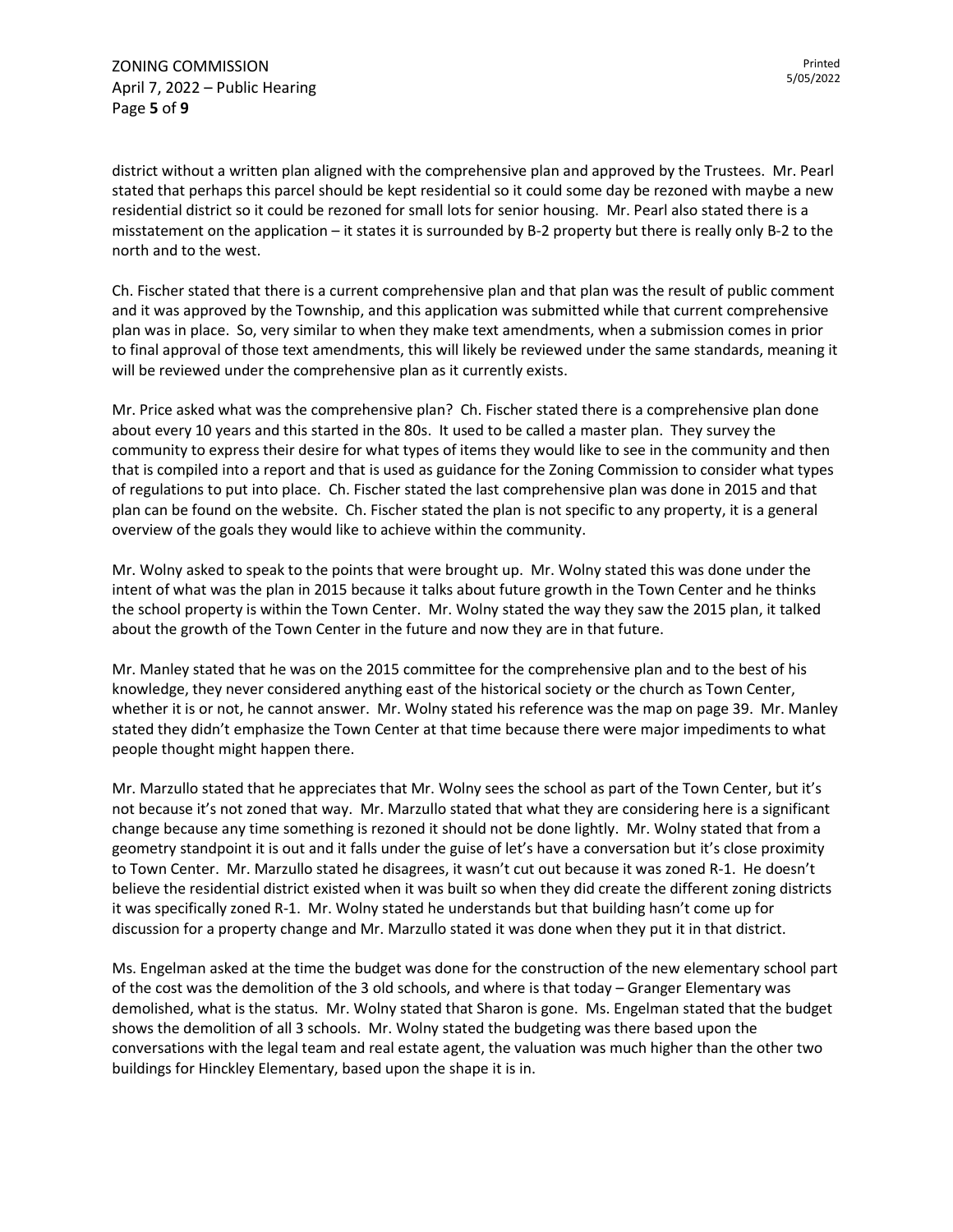district without a written plan aligned with the comprehensive plan and approved by the Trustees. Mr. Pearl stated that perhaps this parcel should be kept residential so it could some day be rezoned with maybe a new residential district so it could be rezoned for small lots for senior housing. Mr. Pearl also stated there is a misstatement on the application – it states it is surrounded by B-2 property but there is really only B-2 to the north and to the west.

Ch. Fischer stated that there is a current comprehensive plan and that plan was the result of public comment and it was approved by the Township, and this application was submitted while that current comprehensive plan was in place. So, very similar to when they make text amendments, when a submission comes in prior to final approval of those text amendments, this will likely be reviewed under the same standards, meaning it will be reviewed under the comprehensive plan as it currently exists.

Mr. Price asked what was the comprehensive plan? Ch. Fischer stated there is a comprehensive plan done about every 10 years and this started in the 80s. It used to be called a master plan. They survey the community to express their desire for what types of items they would like to see in the community and then that is compiled into a report and that is used as guidance for the Zoning Commission to consider what types of regulations to put into place. Ch. Fischer stated the last comprehensive plan was done in 2015 and that plan can be found on the website. Ch. Fischer stated the plan is not specific to any property, it is a general overview of the goals they would like to achieve within the community.

Mr. Wolny asked to speak to the points that were brought up. Mr. Wolny stated this was done under the intent of what was the plan in 2015 because it talks about future growth in the Town Center and he thinks the school property is within the Town Center. Mr. Wolny stated the way they saw the 2015 plan, it talked about the growth of the Town Center in the future and now they are in that future.

Mr. Manley stated that he was on the 2015 committee for the comprehensive plan and to the best of his knowledge, they never considered anything east of the historical society or the church as Town Center, whether it is or not, he cannot answer. Mr. Wolny stated his reference was the map on page 39. Mr. Manley stated they didn't emphasize the Town Center at that time because there were major impediments to what people thought might happen there.

Mr. Marzullo stated that he appreciates that Mr. Wolny sees the school as part of the Town Center, but it's not because it's not zoned that way. Mr. Marzullo stated that what they are considering here is a significant change because any time something is rezoned it should not be done lightly. Mr. Wolny stated that from a geometry standpoint it is out and it falls under the guise of let's have a conversation but it's close proximity to Town Center. Mr. Marzullo stated he disagrees, it wasn't cut out because it was zoned R-1. He doesn't believe the residential district existed when it was built so when they did create the different zoning districts it was specifically zoned R-1. Mr. Wolny stated he understands but that building hasn't come up for discussion for a property change and Mr. Marzullo stated it was done when they put it in that district.

Ms. Engelman asked at the time the budget was done for the construction of the new elementary school part of the cost was the demolition of the 3 old schools, and where is that today – Granger Elementary was demolished, what is the status. Mr. Wolny stated that Sharon is gone. Ms. Engelman stated that the budget shows the demolition of all 3 schools. Mr. Wolny stated the budgeting was there based upon the conversations with the legal team and real estate agent, the valuation was much higher than the other two buildings for Hinckley Elementary, based upon the shape it is in.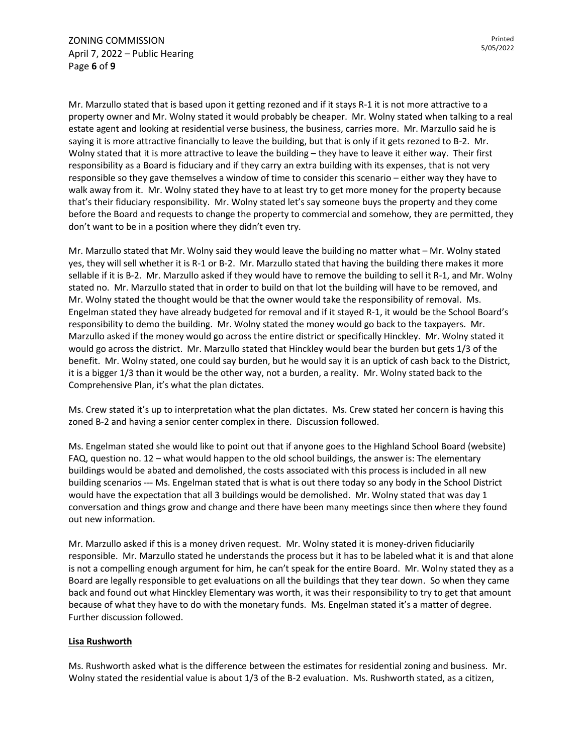Mr. Marzullo stated that is based upon it getting rezoned and if it stays R-1 it is not more attractive to a property owner and Mr. Wolny stated it would probably be cheaper. Mr. Wolny stated when talking to a real estate agent and looking at residential verse business, the business, carries more. Mr. Marzullo said he is saying it is more attractive financially to leave the building, but that is only if it gets rezoned to B-2. Mr. Wolny stated that it is more attractive to leave the building – they have to leave it either way. Their first responsibility as a Board is fiduciary and if they carry an extra building with its expenses, that is not very responsible so they gave themselves a window of time to consider this scenario – either way they have to walk away from it. Mr. Wolny stated they have to at least try to get more money for the property because that's their fiduciary responsibility. Mr. Wolny stated let's say someone buys the property and they come before the Board and requests to change the property to commercial and somehow, they are permitted, they don't want to be in a position where they didn't even try.

Mr. Marzullo stated that Mr. Wolny said they would leave the building no matter what – Mr. Wolny stated yes, they will sell whether it is R-1 or B-2. Mr. Marzullo stated that having the building there makes it more sellable if it is B-2. Mr. Marzullo asked if they would have to remove the building to sell it R-1, and Mr. Wolny stated no. Mr. Marzullo stated that in order to build on that lot the building will have to be removed, and Mr. Wolny stated the thought would be that the owner would take the responsibility of removal. Ms. Engelman stated they have already budgeted for removal and if it stayed R-1, it would be the School Board's responsibility to demo the building. Mr. Wolny stated the money would go back to the taxpayers. Mr. Marzullo asked if the money would go across the entire district or specifically Hinckley. Mr. Wolny stated it would go across the district. Mr. Marzullo stated that Hinckley would bear the burden but gets 1/3 of the benefit. Mr. Wolny stated, one could say burden, but he would say it is an uptick of cash back to the District, it is a bigger 1/3 than it would be the other way, not a burden, a reality. Mr. Wolny stated back to the Comprehensive Plan, it's what the plan dictates.

Ms. Crew stated it's up to interpretation what the plan dictates. Ms. Crew stated her concern is having this zoned B-2 and having a senior center complex in there. Discussion followed.

Ms. Engelman stated she would like to point out that if anyone goes to the Highland School Board (website) FAQ, question no. 12 – what would happen to the old school buildings, the answer is: The elementary buildings would be abated and demolished, the costs associated with this process is included in all new building scenarios --- Ms. Engelman stated that is what is out there today so any body in the School District would have the expectation that all 3 buildings would be demolished. Mr. Wolny stated that was day 1 conversation and things grow and change and there have been many meetings since then where they found out new information.

Mr. Marzullo asked if this is a money driven request. Mr. Wolny stated it is money-driven fiduciarily responsible. Mr. Marzullo stated he understands the process but it has to be labeled what it is and that alone is not a compelling enough argument for him, he can't speak for the entire Board. Mr. Wolny stated they as a Board are legally responsible to get evaluations on all the buildings that they tear down. So when they came back and found out what Hinckley Elementary was worth, it was their responsibility to try to get that amount because of what they have to do with the monetary funds. Ms. Engelman stated it's a matter of degree. Further discussion followed.

**Lisa Rushworth**

Ms. Rushworth asked what is the difference between the estimates for residential zoning and business. Mr. Wolny stated the residential value is about 1/3 of the B-2 evaluation. Ms. Rushworth stated, as a citizen,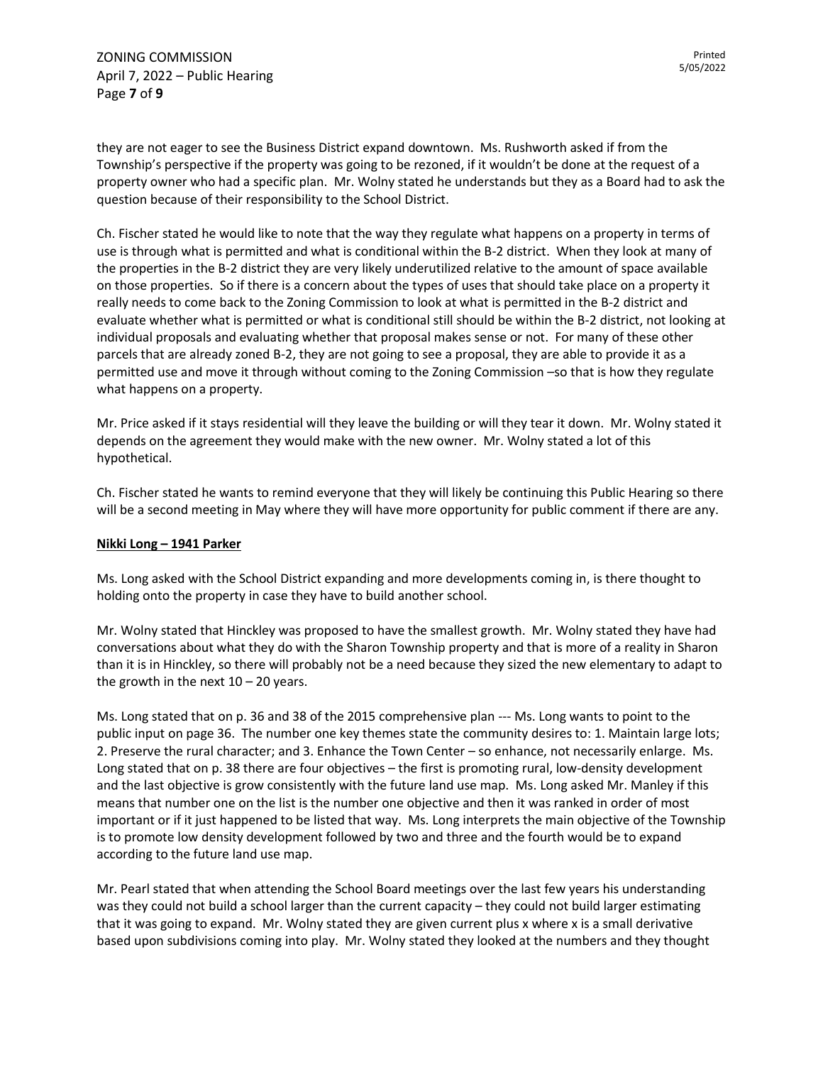they are not eager to see the Business District expand downtown. Ms. Rushworth asked if from the Township's perspective if the property was going to be rezoned, if it wouldn't be done at the request of a property owner who had a specific plan. Mr. Wolny stated he understands but they as a Board had to ask the question because of their responsibility to the School District.

Ch. Fischer stated he would like to note that the way they regulate what happens on a property in terms of use is through what is permitted and what is conditional within the B-2 district. When they look at many of the properties in the B-2 district they are very likely underutilized relative to the amount of space available on those properties. So if there is a concern about the types of uses that should take place on a property it really needs to come back to the Zoning Commission to look at what is permitted in the B-2 district and evaluate whether what is permitted or what is conditional still should be within the B-2 district, not looking at individual proposals and evaluating whether that proposal makes sense or not. For many of these other parcels that are already zoned B-2, they are not going to see a proposal, they are able to provide it as a permitted use and move it through without coming to the Zoning Commission –so that is how they regulate what happens on a property.

Mr. Price asked if it stays residential will they leave the building or will they tear it down. Mr. Wolny stated it depends on the agreement they would make with the new owner. Mr. Wolny stated a lot of this hypothetical.

Ch. Fischer stated he wants to remind everyone that they will likely be continuing this Public Hearing so there will be a second meeting in May where they will have more opportunity for public comment if there are any.

**Nikki Long – 1941 Parker**

Ms. Long asked with the School District expanding and more developments coming in, is there thought to holding onto the property in case they have to build another school.

Mr. Wolny stated that Hinckley was proposed to have the smallest growth. Mr. Wolny stated they have had conversations about what they do with the Sharon Township property and that is more of a reality in Sharon than it is in Hinckley, so there will probably not be a need because they sized the new elementary to adapt to the growth in the next 10 – 20 years.

Ms. Long stated that on p. 36 and 38 of the 2015 comprehensive plan --- Ms. Long wants to point to the public input on page 36. The number one key themes state the community desires to: 1. Maintain large lots; 2. Preserve the rural character; and 3. Enhance the Town Center – so enhance, not necessarily enlarge. Ms. Long stated that on p. 38 there are four objectives – the first is promoting rural, low-density development and the last objective is grow consistently with the future land use map. Ms. Long asked Mr. Manley if this means that number one on the list is the number one objective and then it was ranked in order of most important or if it just happened to be listed that way. Ms. Long interprets the main objective of the Township is to promote low density development followed by two and three and the fourth would be to expand according to the future land use map.

Mr. Pearl stated that when attending the School Board meetings over the last few years his understanding was they could not build a school larger than the current capacity – they could not build larger estimating that it was going to expand. Mr. Wolny stated they are given current plus x where x is a small derivative based upon subdivisions coming into play. Mr. Wolny stated they looked at the numbers and they thought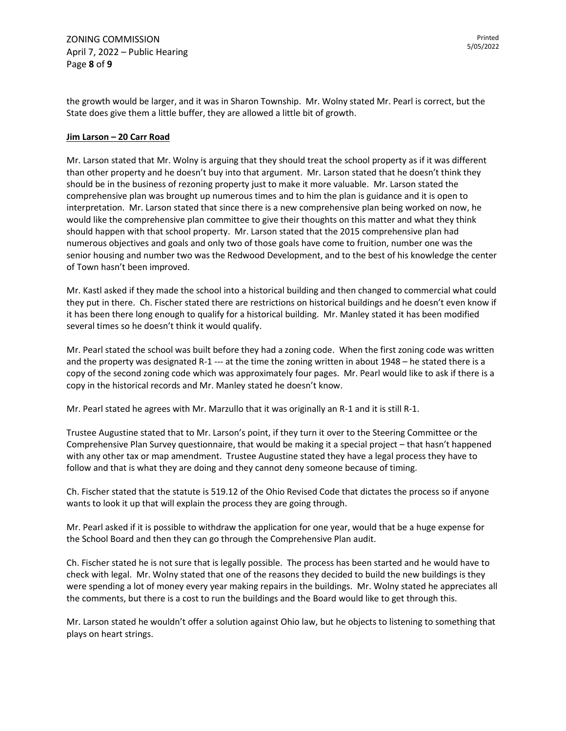the growth would be larger, and it was in Sharon Township. Mr. Wolny stated Mr. Pearl is correct, but the State does give them a little buffer, they are allowed a little bit of growth.

**Jim Larson – 20 Carr Road**

Mr. Larson stated that Mr. Wolny is arguing that they should treat the school property as if it was different than other property and he doesn't buy into that argument. Mr. Larson stated that he doesn't think they should be in the business of rezoning property just to make it more valuable. Mr. Larson stated the comprehensive plan was brought up numerous times and to him the plan is guidance and it is open to interpretation. Mr. Larson stated that since there is a new comprehensive plan being worked on now, he would like the comprehensive plan committee to give their thoughts on this matter and what they think should happen with that school property. Mr. Larson stated that the 2015 comprehensive plan had numerous objectives and goals and only two of those goals have come to fruition, number one was the senior housing and number two was the Redwood Development, and to the best of his knowledge the center of Town hasn't been improved.

Mr. Kastl asked if they made the school into a historical building and then changed to commercial what could they put in there. Ch. Fischer stated there are restrictions on historical buildings and he doesn't even know if it has been there long enough to qualify for a historical building. Mr. Manley stated it has been modified several times so he doesn't think it would qualify.

Mr. Pearl stated the school was built before they had a zoning code. When the first zoning code was written and the property was designated R-1 --- at the time the zoning written in about 1948 – he stated there is a copy of the second zoning code which was approximately four pages. Mr. Pearl would like to ask if there is a copy in the historical records and Mr. Manley stated he doesn't know.

Mr. Pearl stated he agrees with Mr. Marzullo that it was originally an R-1 and it is still R-1.

Trustee Augustine stated that to Mr. Larson's point, if they turn it over to the Steering Committee or the Comprehensive Plan Survey questionnaire, that would be making it a special project – that hasn't happened with any other tax or map amendment. Trustee Augustine stated they have a legal process they have to follow and that is what they are doing and they cannot deny someone because of timing.

Ch. Fischer stated that the statute is 519.12 of the Ohio Revised Code that dictates the process so if anyone wants to look it up that will explain the process they are going through.

Mr. Pearl asked if it is possible to withdraw the application for one year, would that be a huge expense for the School Board and then they can go through the Comprehensive Plan audit.

Ch. Fischer stated he is not sure that is legally possible. The process has been started and he would have to check with legal. Mr. Wolny stated that one of the reasons they decided to build the new buildings is they were spending a lot of money every year making repairs in the buildings. Mr. Wolny stated he appreciates all the comments, but there is a cost to run the buildings and the Board would like to get through this.

Mr. Larson stated he wouldn't offer a solution against Ohio law, but he objects to listening to something that plays on heart strings.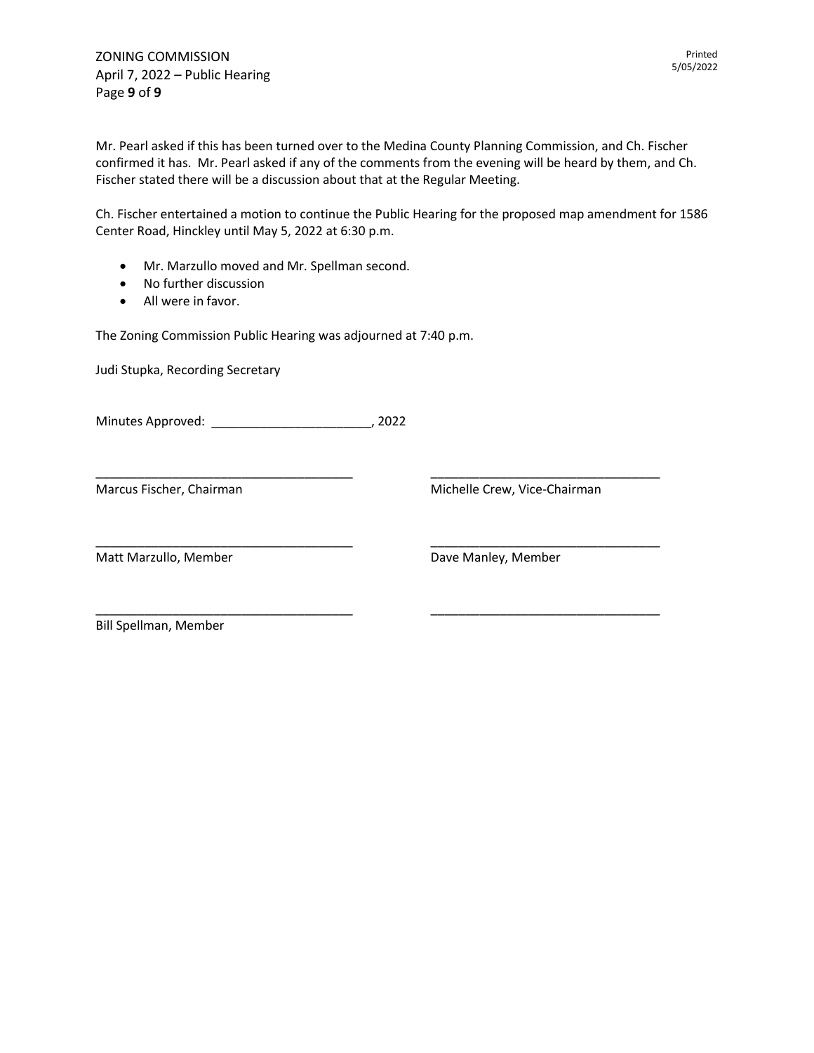Mr. Pearl asked if this has been turned over to the Medina County Planning Commission, and Ch. Fischer confirmed it has. Mr. Pearl asked if any of the comments from the evening will be heard by them, and Ch. Fischer stated there will be a discussion about that at the Regular Meeting.

Ch. Fischer entertained a motion to continue the Public Hearing for the proposed map amendment for 1586 Center Road, Hinckley until May 5, 2022 at 6:30 p.m.

- Mr. Marzullo moved and Mr. Spellman second.
- No further discussion
- All were in favor.

The Zoning Commission Public Hearing was adjourned at 7:40 p.m.

Judi Stupka, Recording Secretary

Minutes Approved: _______________________, 2022

_____________________________________ Marcus Fischer, Chairman

_____________________________________ Michelle Crew, Vice-Chairman

_____________________________________ Matt Marzullo, Member

_____________________________________ Dave Manley, Member

_____________________________________ Bill Spellman, Member

_____________________________________